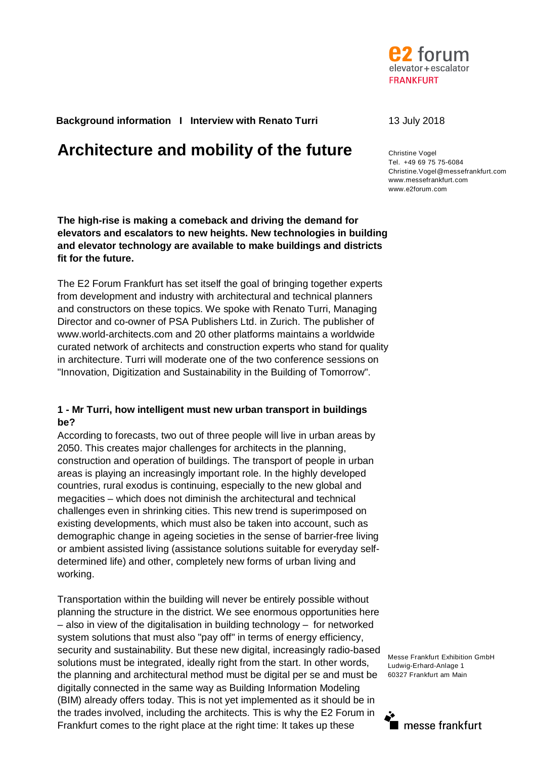**Background information I Interview with Renato Turri**

13 July 2018

# Architecture and mobility of the future

Christine Vogel
Tel. +49 69 75 75-6084
Christine.Vogel@messefrankfurt.com
www.messefrankfurt.com
www.e2forum.com

**The high-rise is making a comeback and driving the demand for elevators and escalators to new heights. New technologies in building and elevator technology are available to make buildings and districts fit for the future.**

The E2 Forum Frankfurt has set itself the goal of bringing together experts from development and industry with architectural and technical planners and constructors on these topics. We spoke with Renato Turri, Managing Director and co-owner of PSA Publishers Ltd. in Zurich. The publisher of www.world-architects.com and 20 other platforms maintains a worldwide curated network of architects and construction experts who stand for quality in architecture. Turri will moderate one of the two conference sessions on "Innovation, Digitization and Sustainability in the Building of Tomorrow".

**1 - Mr Turri, how intelligent must new urban transport in buildings be?**

According to forecasts, two out of three people will live in urban areas by 2050. This creates major challenges for architects in the planning, construction and operation of buildings. The transport of people in urban areas is playing an increasingly important role. In the highly developed countries, rural exodus is continuing, especially to the new global and megacities – which does not diminish the architectural and technical challenges even in shrinking cities. This new trend is superimposed on existing developments, which must also be taken into account, such as demographic change in ageing societies in the sense of barrier-free living or ambient assisted living (assistance solutions suitable for everyday self-determined life) and other, completely new forms of urban living and working.

Transportation within the building will never be entirely possible without planning the structure in the district. We see enormous opportunities here – also in view of the digitalisation in building technology – for networked system solutions that must also "pay off" in terms of energy efficiency, security and sustainability. But these new digital, increasingly radio-based solutions must be integrated, ideally right from the start. In other words, the planning and architectural method must be digital per se and must be digitally connected in the same way as Building Information Modeling (BIM) already offers today. This is not yet implemented as it should be in the trades involved, including the architects. This is why the E2 Forum in Frankfurt comes to the right place at the right time: It takes up these

Messe Frankfurt Exhibition GmbH
Ludwig-Erhard-Anlage 1
60327 Frankfurt am Main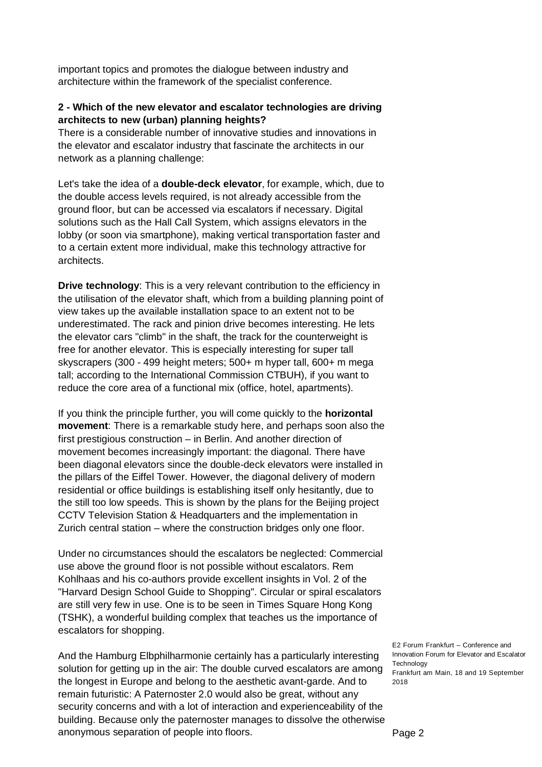important topics and promotes the dialogue between industry and architecture within the framework of the specialist conference.

**2 - Which of the new elevator and escalator technologies are driving architects to new (urban) planning heights?**

There is a considerable number of innovative studies and innovations in the elevator and escalator industry that fascinate the architects in our network as a planning challenge:

Let's take the idea of a **double-deck elevator**, for example, which, due to the double access levels required, is not already accessible from the ground floor, but can be accessed via escalators if necessary. Digital solutions such as the Hall Call System, which assigns elevators in the lobby (or soon via smartphone), making vertical transportation faster and to a certain extent more individual, make this technology attractive for architects.

**Drive technology**: This is a very relevant contribution to the efficiency in the utilisation of the elevator shaft, which from a building planning point of view takes up the available installation space to an extent not to be underestimated. The rack and pinion drive becomes interesting. He lets the elevator cars "climb" in the shaft, the track for the counterweight is free for another elevator. This is especially interesting for super tall skyscrapers (300 - 499 height meters; 500+ m hyper tall, 600+ m mega tall; according to the International Commission CTBUH), if you want to reduce the core area of a functional mix (office, hotel, apartments).

If you think the principle further, you will come quickly to the **horizontal movement**: There is a remarkable study here, and perhaps soon also the first prestigious construction – in Berlin. And another direction of movement becomes increasingly important: the diagonal. There have been diagonal elevators since the double-deck elevators were installed in the pillars of the Eiffel Tower. However, the diagonal delivery of modern residential or office buildings is establishing itself only hesitantly, due to the still too low speeds. This is shown by the plans for the Beijing project CCTV Television Station & Headquarters and the implementation in Zurich central station – where the construction bridges only one floor.

Under no circumstances should the escalators be neglected: Commercial use above the ground floor is not possible without escalators. Rem Kohlhaas and his co-authors provide excellent insights in Vol. 2 of the "Harvard Design School Guide to Shopping". Circular or spiral escalators are still very few in use. One is to be seen in Times Square Hong Kong (TSHK), a wonderful building complex that teaches us the importance of escalators for shopping.

And the Hamburg Elbphilharmonie certainly has a particularly interesting solution for getting up in the air: The double curved escalators are among the longest in Europe and belong to the aesthetic avant-garde. And to remain futuristic: A Paternoster 2.0 would also be great, without any security concerns and with a lot of interaction and experienceability of the building. Because only the paternoster manages to dissolve the otherwise anonymous separation of people into floors.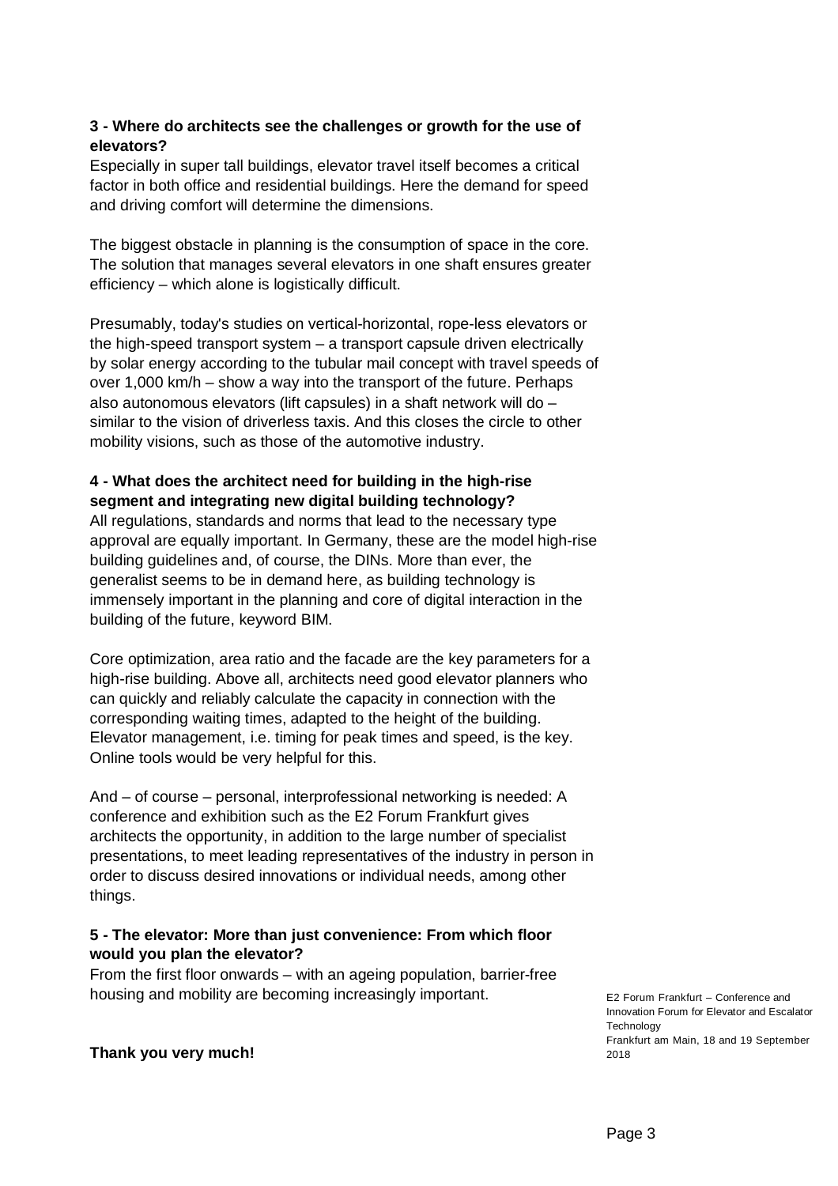**3 - Where do architects see the challenges or growth for the use of elevators?**

Especially in super tall buildings, elevator travel itself becomes a critical factor in both office and residential buildings. Here the demand for speed and driving comfort will determine the dimensions.

The biggest obstacle in planning is the consumption of space in the core. The solution that manages several elevators in one shaft ensures greater efficiency – which alone is logistically difficult.

Presumably, today's studies on vertical-horizontal, rope-less elevators or the high-speed transport system – a transport capsule driven electrically by solar energy according to the tubular mail concept with travel speeds of over 1,000 km/h – show a way into the transport of the future. Perhaps also autonomous elevators (lift capsules) in a shaft network will do – similar to the vision of driverless taxis. And this closes the circle to other mobility visions, such as those of the automotive industry.

**4 - What does the architect need for building in the high-rise segment and integrating new digital building technology?**

All regulations, standards and norms that lead to the necessary type approval are equally important. In Germany, these are the model high-rise building guidelines and, of course, the DINs. More than ever, the generalist seems to be in demand here, as building technology is immensely important in the planning and core of digital interaction in the building of the future, keyword BIM.

Core optimization, area ratio and the facade are the key parameters for a high-rise building. Above all, architects need good elevator planners who can quickly and reliably calculate the capacity in connection with the corresponding waiting times, adapted to the height of the building. Elevator management, i.e. timing for peak times and speed, is the key. Online tools would be very helpful for this.

And – of course – personal, interprofessional networking is needed: A conference and exhibition such as the E2 Forum Frankfurt gives architects the opportunity, in addition to the large number of specialist presentations, to meet leading representatives of the industry in person in order to discuss desired innovations or individual needs, among other things.

**5 - The elevator: More than just convenience: From which floor would you plan the elevator?**

From the first floor onwards – with an ageing population, barrier-free housing and mobility are becoming increasingly important.

**Thank you very much!**

E2 Forum Frankfurt – Conference and Innovation Forum for Elevator and Escalator Technology
Frankfurt am Main, 18 and 19 September 2018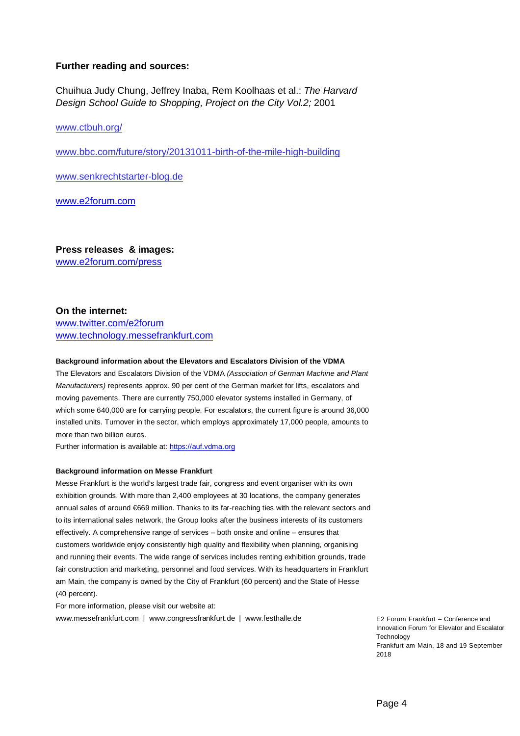### Further reading and sources:

Chuihua Judy Chung, Jeffrey Inaba, Rem Koolhaas et al.: *The Harvard Design School Guide to Shopping, Project on the City Vol.2;* 2001

www.ctbuh.org/

www.bbc.com/future/story/20131011-birth-of-the-mile-high-building

www.senkrechtstarter-blog.de

www.e2forum.com

### Press releases & images:

www.e2forum.com/press

### On the internet:

www.twitter.com/e2forum
www.technology.messefrankfurt.com

**Background information about the Elevators and Escalators Division of the VDMA**

The Elevators and Escalators Division of the VDMA *(Association of German Machine and Plant Manufacturers)* represents approx. 90 per cent of the German market for lifts, escalators and moving pavements. There are currently 750,000 elevator systems installed in Germany, of which some 640,000 are for carrying people. For escalators, the current figure is around 36,000 installed units. Turnover in the sector, which employs approximately 17,000 people, amounts to more than two billion euros.

Further information is available at: https://auf.vdma.org

**Background information on Messe Frankfurt**

Messe Frankfurt is the world's largest trade fair, congress and event organiser with its own exhibition grounds. With more than 2,400 employees at 30 locations, the company generates annual sales of around €669 million. Thanks to its far-reaching ties with the relevant sectors and to its international sales network, the Group looks after the business interests of its customers effectively. A comprehensive range of services – both onsite and online – ensures that customers worldwide enjoy consistently high quality and flexibility when planning, organising and running their events. The wide range of services includes renting exhibition grounds, trade fair construction and marketing, personnel and food services. With its headquarters in Frankfurt am Main, the company is owned by the City of Frankfurt (60 percent) and the State of Hesse (40 percent).

For more information, please visit our website at:

www.messefrankfurt.com | www.congressfrankfurt.de | www.festhalle.de

E2 Forum Frankfurt – Conference and Innovation Forum for Elevator and Escalator Technology
Frankfurt am Main, 18 and 19 September 2018